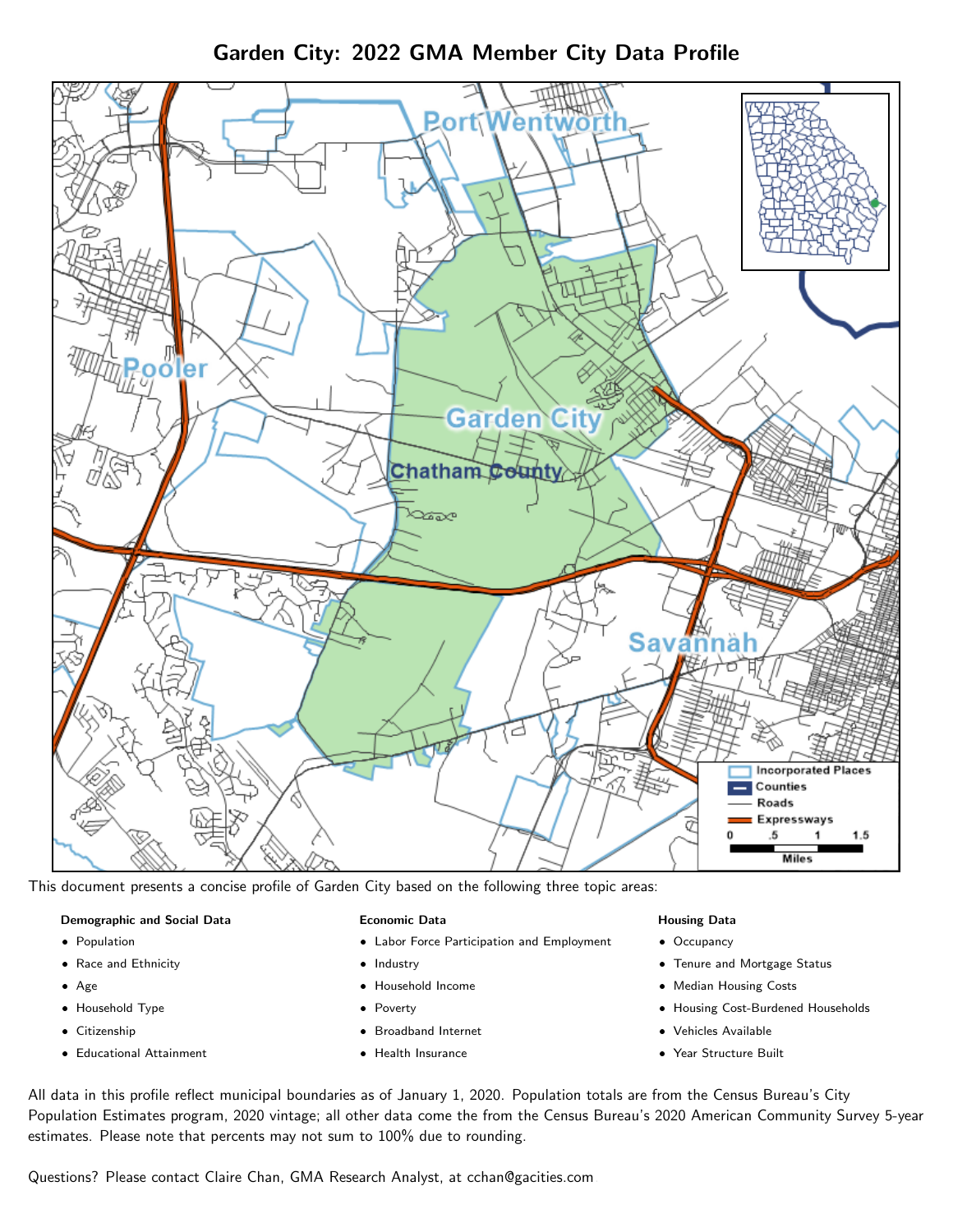# Garden City: 2022 GMA Member City Data Profile

This document presents a concise profile of Garden City based on the following three topic areas:

**Demographic and Social Data**

- Population
- Race and Ethnicity
- Age
- Household Type
- Citizenship
- Educational Attainment

**Economic Data**

- Labor Force Participation and Employment
- Industry
- Household Income
- Poverty
- Broadband Internet
- Health Insurance

**Housing Data**

- Occupancy
- Tenure and Mortgage Status
- Median Housing Costs
- Housing Cost-Burdened Households
- Vehicles Available
- Year Structure Built

All data in this profile reflect municipal boundaries as of January 1, 2020. Population totals are from the Census Bureau's City Population Estimates program, 2020 vintage; all other data come the from the Census Bureau's 2020 American Community Survey 5-year estimates. Please note that percents may not sum to 100% due to rounding.

Questions? Please contact Claire Chan, GMA Research Analyst, at cchan@gacities.com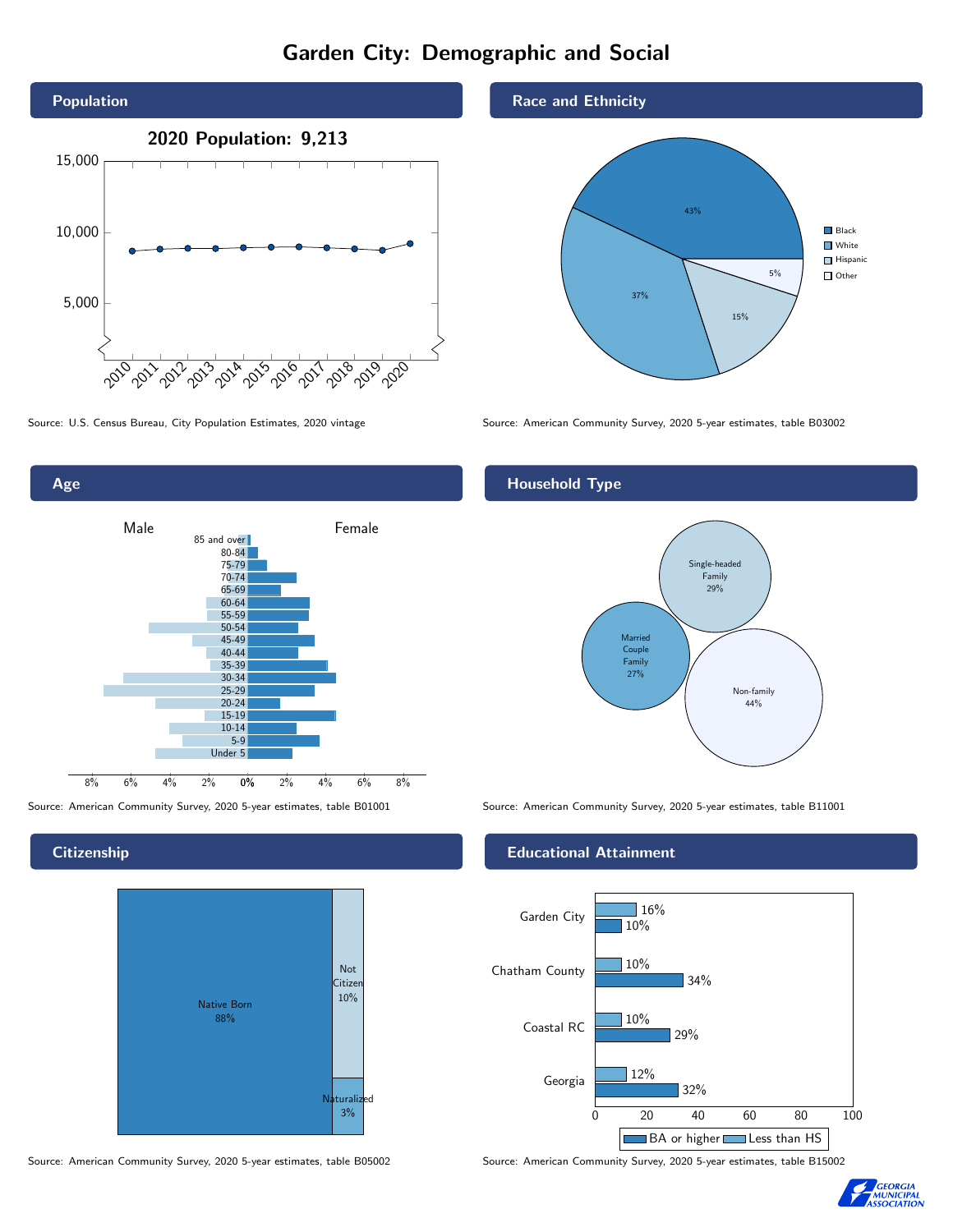# Garden City: Demographic and Social

## Population

**2020 Population: 9,213**

Source: U.S. Census Bureau, City Population Estimates, 2020 vintage

## Race and Ethnicity

| Race/Ethnicity | Percent |
|---|---|
| Black | 43% |
| White | 37% |
| Hispanic | 15% |
| Other | 5% |

Source: American Community Survey, 2020 5-year estimates, table B03002

## Age

Male / Female

Age groups: 85 and over, 80-84, 75-79, 70-74, 65-69, 60-64, 55-59, 50-54, 45-49, 40-44, 35-39, 30-34, 25-29, 20-24, 15-19, 10-14, 5-9, Under 5

Source: American Community Survey, 2020 5-year estimates, table B01001

## Household Type

| Household Type | Percent |
|---|---|
| Single-headed Family | 29% |
| Married Couple Family | 27% |
| Non-family | 44% |

Source: American Community Survey, 2020 5-year estimates, table B11001

## Citizenship

| Citizenship | Percent |
|---|---|
| Native Born | 88% |
| Not Citizen | 10% |
| Naturalized | 3% |

Source: American Community Survey, 2020 5-year estimates, table B05002

## Educational Attainment

| Area | Less than HS | BA or higher |
|---|---|---|
| Garden City | 16% | 10% |
| Chatham County | 10% | 34% |
| Coastal RC | 10% | 29% |
| Georgia | 12% | 32% |

Source: American Community Survey, 2020 5-year estimates, table B15002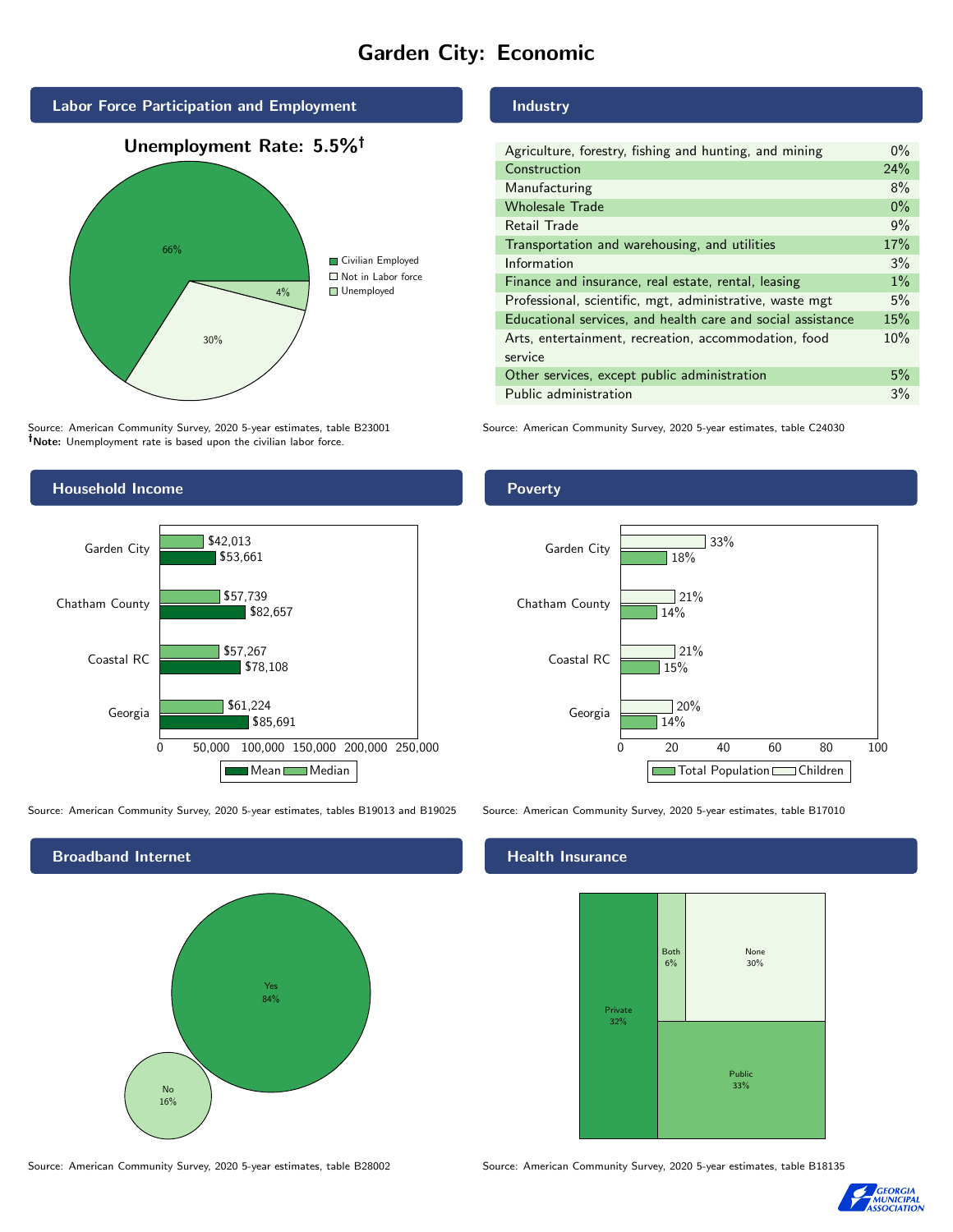# Garden City: Economic

## Labor Force Participation and Employment

**Unemployment Rate: 5.5%†**

| Category | Percent |
|---|---|
| Civilian Employed | 66% |
| Not in Labor force | 30% |
| Unemployed | 4% |

Source: American Community Survey, 2020 5-year estimates, table B23001
**†Note:** Unemployment rate is based upon the civilian labor force.

## Industry

| Industry | Percent |
|---|---|
| Agriculture, forestry, fishing and hunting, and mining | 0% |
| Construction | 24% |
| Manufacturing | 8% |
| Wholesale Trade | 0% |
| Retail Trade | 9% |
| Transportation and warehousing, and utilities | 17% |
| Information | 3% |
| Finance and insurance, real estate, rental, leasing | 1% |
| Professional, scientific, mgt, administrative, waste mgt | 5% |
| Educational services, and health care and social assistance | 15% |
| Arts, entertainment, recreation, accommodation, food service | 10% |
| Other services, except public administration | 5% |
| Public administration | 3% |

Source: American Community Survey, 2020 5-year estimates, table C24030

## Household Income

| Area | Median | Mean |
|---|---|---|
| Garden City | $42,013 | $53,661 |
| Chatham County | $57,739 | $82,657 |
| Coastal RC | $57,267 | $78,108 |
| Georgia | $61,224 | $85,691 |

Source: American Community Survey, 2020 5-year estimates, tables B19013 and B19025

## Poverty

| Area | Children | Total Population |
|---|---|---|
| Garden City | 33% | 18% |
| Chatham County | 21% | 14% |
| Coastal RC | 21% | 15% |
| Georgia | 20% | 14% |

Source: American Community Survey, 2020 5-year estimates, table B17010

## Broadband Internet

| Response | Percent |
|---|---|
| Yes | 84% |
| No | 16% |

Source: American Community Survey, 2020 5-year estimates, table B28002

## Health Insurance

| Type | Percent |
|---|---|
| Private | 32% |
| Both | 6% |
| None | 30% |
| Public | 33% |

Source: American Community Survey, 2020 5-year estimates, table B18135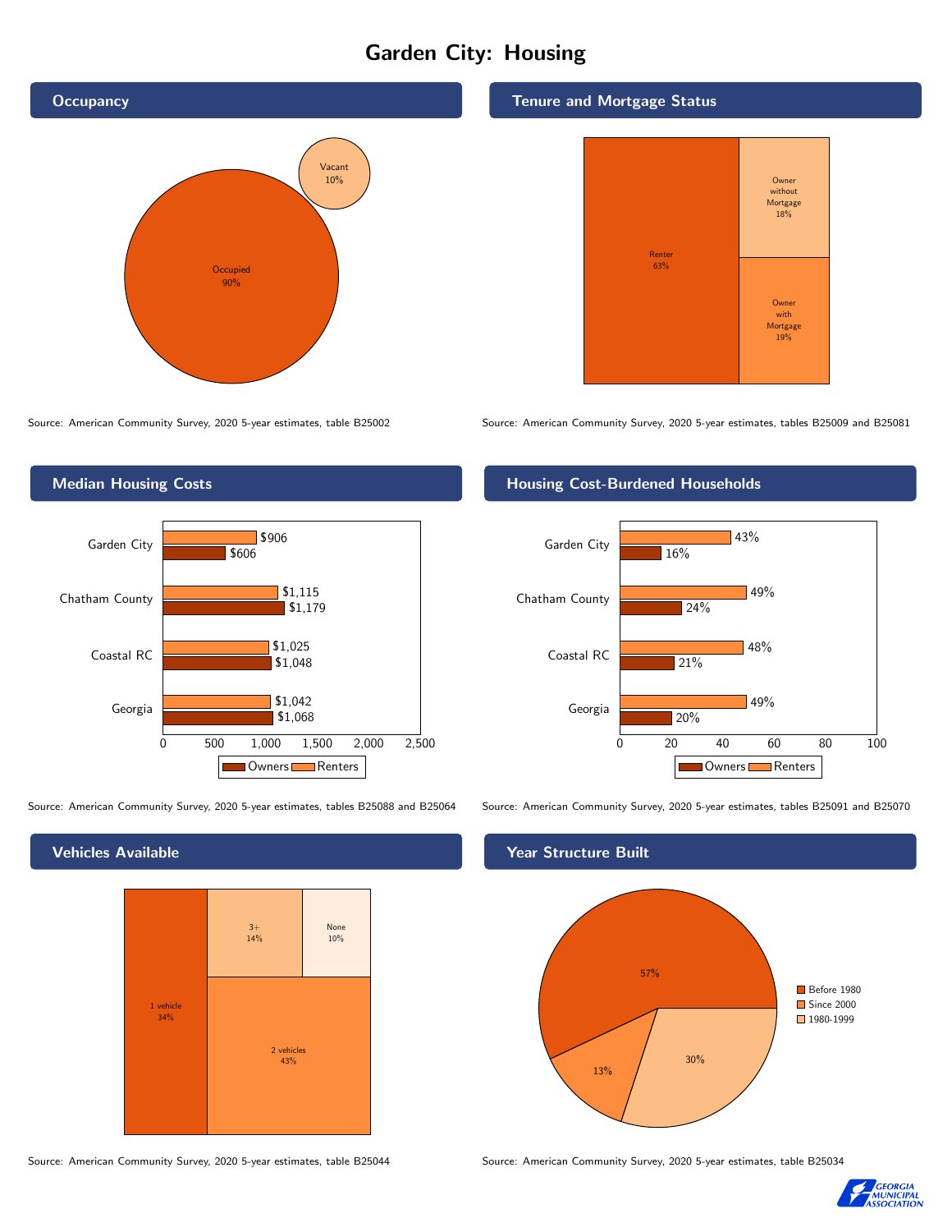# Garden City: Housing

## Occupancy

Vacant
10%

Occupied
90%

Source: American Community Survey, 2020 5-year estimates, table B25002

## Tenure and Mortgage Status

Renter
63%

Owner without Mortgage
18%

Owner with Mortgage
19%

Source: American Community Survey, 2020 5-year estimates, tables B25009 and B25081

## Median Housing Costs

Garden City
$906
$606

Chatham County
$1,115
$1,179

Coastal RC
$1,025
$1,048

Georgia
$1,042
$1,068

0
500
1,000
1,500
2,000
2,500

Owners
Renters

Source: American Community Survey, 2020 5-year estimates, tables B25088 and B25064

## Housing Cost-Burdened Households

Garden City
43%
16%

Chatham County
49%
24%

Coastal RC
48%
21%

Georgia
49%
20%

0
20
40
60
80
100

Owners
Renters

Source: American Community Survey, 2020 5-year estimates, tables B25091 and B25070

## Vehicles Available

1 vehicle
34%

3+
14%

None
10%

2 vehicles
43%

Source: American Community Survey, 2020 5-year estimates, table B25044

## Year Structure Built

57%

13%

30%

Before 1980
Since 2000
1980-1999

Source: American Community Survey, 2020 5-year estimates, table B25034

GEORGIA MUNICIPAL ASSOCIATION